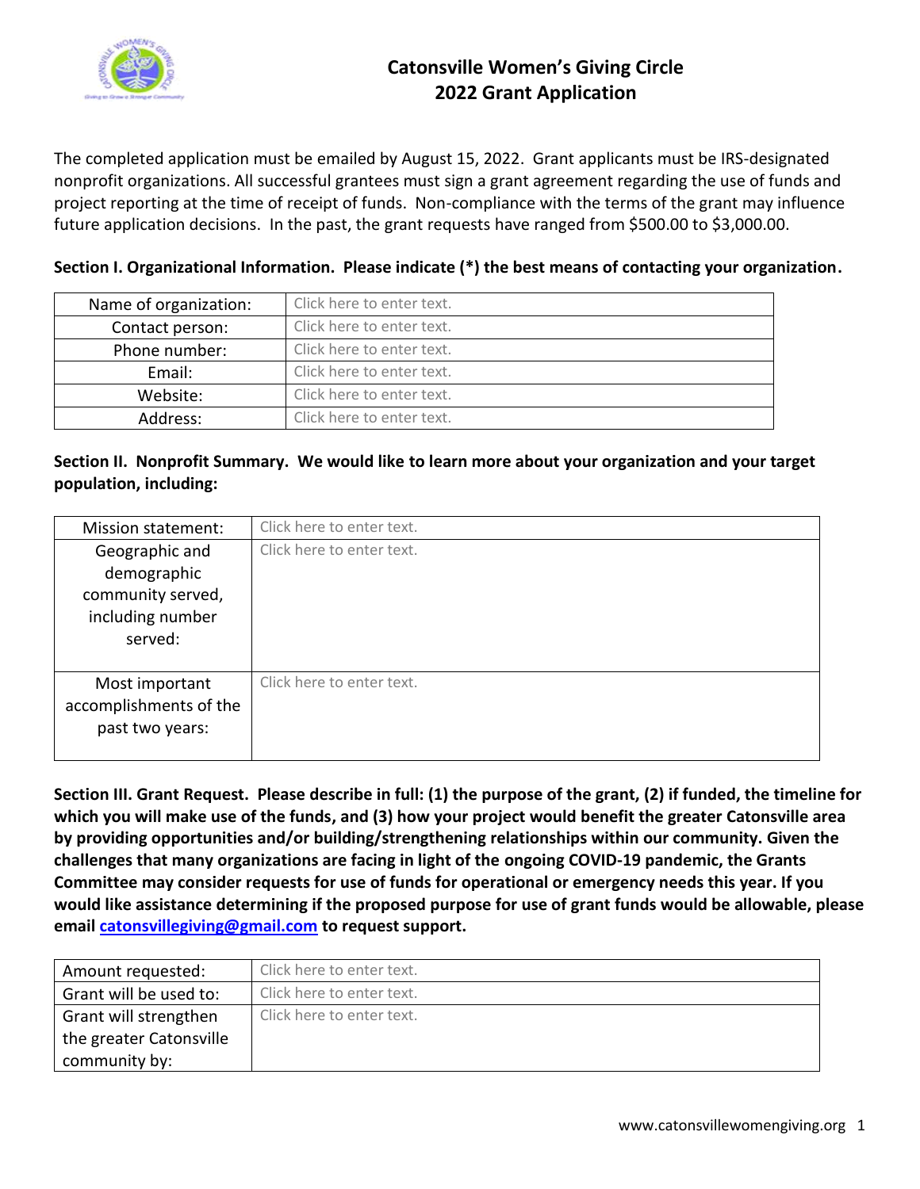# Catonsville Women's Giving Circle
## 2022 Grant Application

The completed application must be emailed by August 15, 2022. Grant applicants must be IRS-designated nonprofit organizations. All successful grantees must sign a grant agreement regarding the use of funds and project reporting at the time of receipt of funds. Non-compliance with the terms of the grant may influence future application decisions. In the past, the grant requests have ranged from $500.00 to $3,000.00.

**Section I. Organizational Information. Please indicate (*) the best means of contacting your organization.**

| | |
|---|---|
| Name of organization: | Click here to enter text. |
| Contact person: | Click here to enter text. |
| Phone number: | Click here to enter text. |
| Email: | Click here to enter text. |
| Website: | Click here to enter text. |
| Address: | Click here to enter text. |

**Section II. Nonprofit Summary. We would like to learn more about your organization and your target population, including:**

| | |
|---|---|
| Mission statement: | Click here to enter text. |
| Geographic and demographic community served, including number served: | Click here to enter text. |
| Most important accomplishments of the past two years: | Click here to enter text. |

**Section III. Grant Request. Please describe in full: (1) the purpose of the grant, (2) if funded, the timeline for which you will make use of the funds, and (3) how your project would benefit the greater Catonsville area by providing opportunities and/or building/strengthening relationships within our community. Given the challenges that many organizations are facing in light of the ongoing COVID-19 pandemic, the Grants Committee may consider requests for use of funds for operational or emergency needs this year. If you would like assistance determining if the proposed purpose for use of grant funds would be allowable, please email catonsvillegiving@gmail.com to request support.**

| | |
|---|---|
| Amount requested: | Click here to enter text. |
| Grant will be used to: | Click here to enter text. |
| Grant will strengthen the greater Catonsville community by: | Click here to enter text. |

www.catonsvillewomengiving.org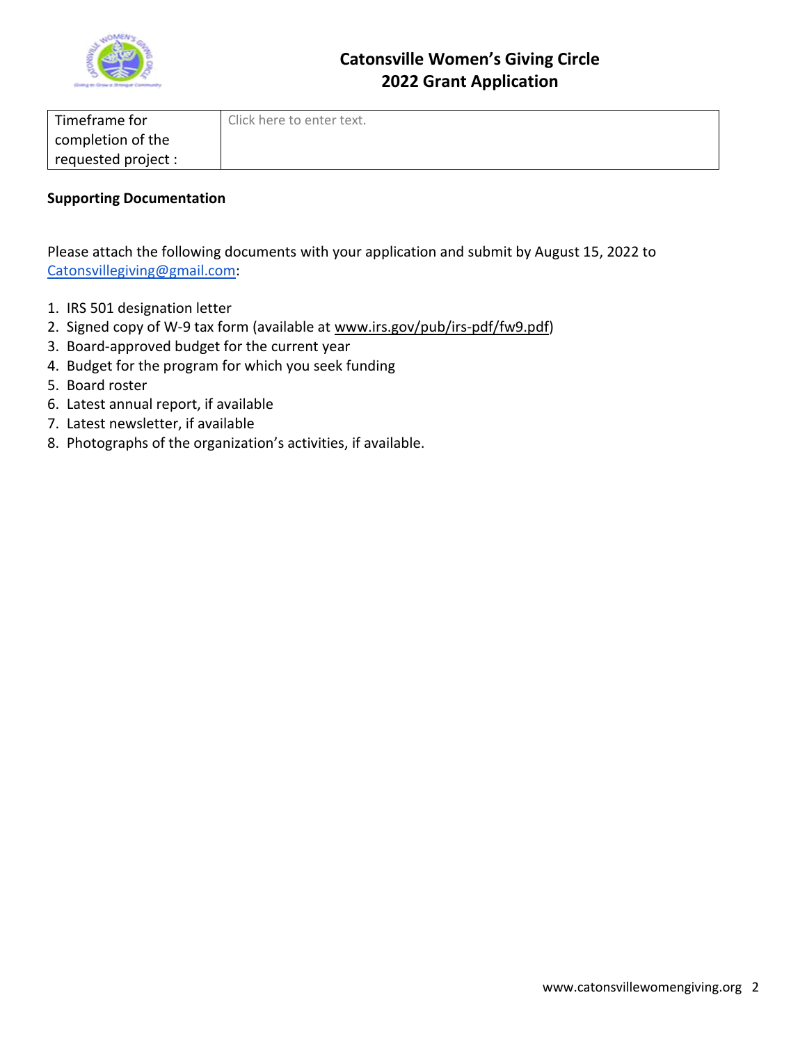# Catonsville Women's Giving Circle
## 2022 Grant Application

| | |
|---|---|
| Timeframe for completion of the requested project : | Click here to enter text. |

**Supporting Documentation**

Please attach the following documents with your application and submit by August 15, 2022 to Catonsvillegiving@gmail.com:

1. IRS 501 designation letter
2. Signed copy of W-9 tax form (available at www.irs.gov/pub/irs-pdf/fw9.pdf)
3. Board-approved budget for the current year
4. Budget for the program for which you seek funding
5. Board roster
6. Latest annual report, if available
7. Latest newsletter, if available
8. Photographs of the organization's activities, if available.